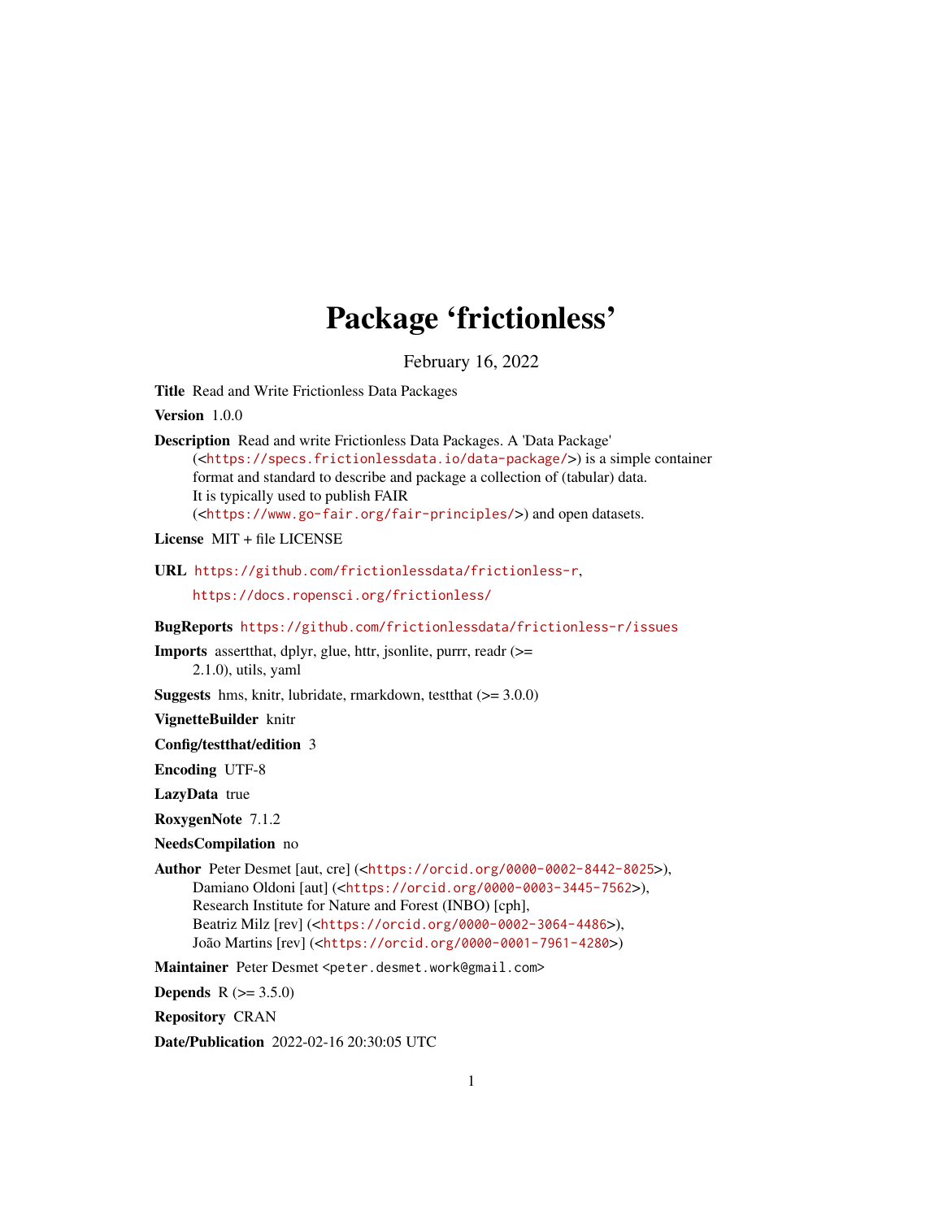# Package 'frictionless'

February 16, 2022

**Title** Read and Write Frictionless Data Packages

**Version** 1.0.0

**Description** Read and write Frictionless Data Packages. A 'Data Package' (<https://specs.frictionlessdata.io/data-package/>) is a simple container format and standard to describe and package a collection of (tabular) data. It is typically used to publish FAIR (<https://www.go-fair.org/fair-principles/>) and open datasets.

**License** MIT + file LICENSE

**URL** https://github.com/frictionlessdata/frictionless-r, https://docs.ropensci.org/frictionless/

**BugReports** https://github.com/frictionlessdata/frictionless-r/issues

**Imports** assertthat, dplyr, glue, httr, jsonlite, purrr, readr (>= 2.1.0), utils, yaml

**Suggests** hms, knitr, lubridate, rmarkdown, testthat (>= 3.0.0)

**VignetteBuilder** knitr

**Config/testthat/edition** 3

**Encoding** UTF-8

**LazyData** true

**RoxygenNote** 7.1.2

**NeedsCompilation** no

**Author** Peter Desmet [aut, cre] (<https://orcid.org/0000-0002-8442-8025>), Damiano Oldoni [aut] (<https://orcid.org/0000-0003-3445-7562>), Research Institute for Nature and Forest (INBO) [cph], Beatriz Milz [rev] (<https://orcid.org/0000-0002-3064-4486>), João Martins [rev] (<https://orcid.org/0000-0001-7961-4280>)

**Maintainer** Peter Desmet <peter.desmet.work@gmail.com>

**Depends** R (>= 3.5.0)

**Repository** CRAN

**Date/Publication** 2022-02-16 20:30:05 UTC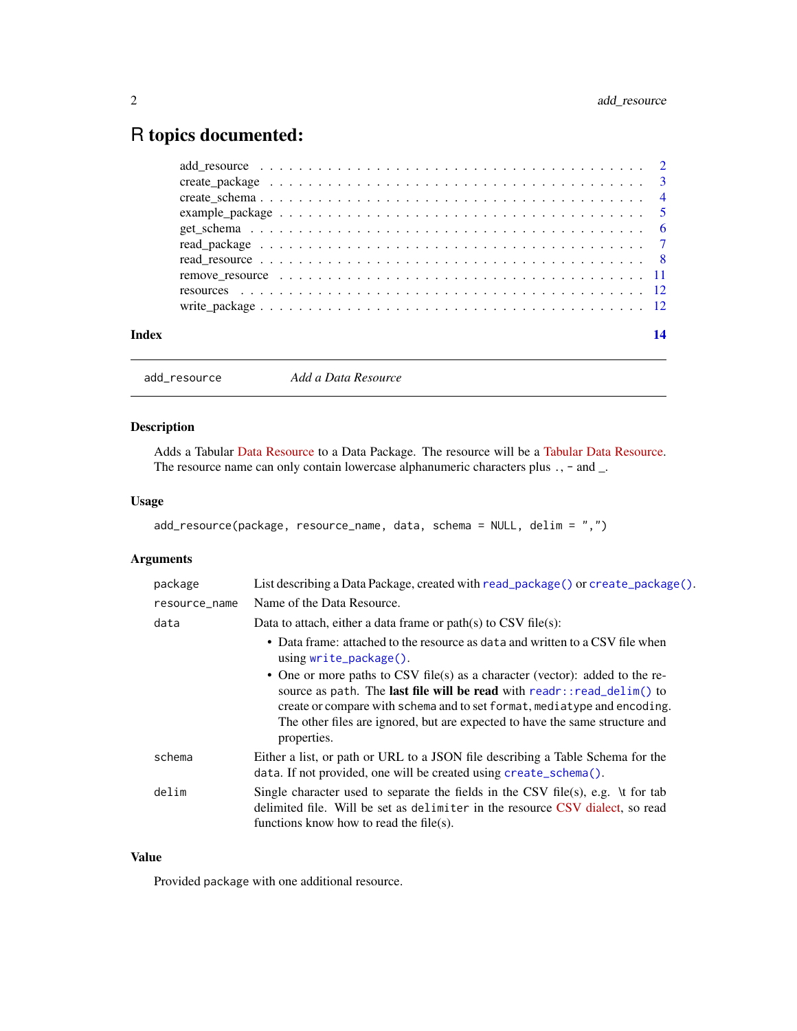# R topics documented:

| | |
|---|---|
| add_resource | 2 |
| create_package | 3 |
| create_schema | 4 |
| example_package | 5 |
| get_schema | 6 |
| read_package | 7 |
| read_resource | 8 |
| remove_resource | 11 |
| resources | 12 |
| write_package | 12 |

**Index** **14**

---

`add_resource` *Add a Data Resource*

---

## Description

Adds a Tabular Data Resource to a Data Package. The resource will be a Tabular Data Resource. The resource name can only contain lowercase alphanumeric characters plus `.`, `-` and `_`.

## Usage

```
add_resource(package, resource_name, data, schema = NULL, delim = ",")
```

## Arguments

`package` List describing a Data Package, created with `read_package()` or `create_package()`.

`resource_name` Name of the Data Resource.

`data` Data to attach, either a data frame or path(s) to CSV file(s):

- Data frame: attached to the resource as `data` and written to a CSV file when using `write_package()`.
- One or more paths to CSV file(s) as a character (vector): added to the resource as `path`. The **last file will be read** with `readr::read_delim()` to create or compare with `schema` and to set `format`, `mediatype` and `encoding`. The other files are ignored, but are expected to have the same structure and properties.

`schema` Either a list, or path or URL to a JSON file describing a Table Schema for the `data`. If not provided, one will be created using `create_schema()`.

`delim` Single character used to separate the fields in the CSV file(s), e.g. \t for tab delimited file. Will be set as `delimiter` in the resource CSV dialect, so read functions know how to read the file(s).

## Value

Provided `package` with one additional resource.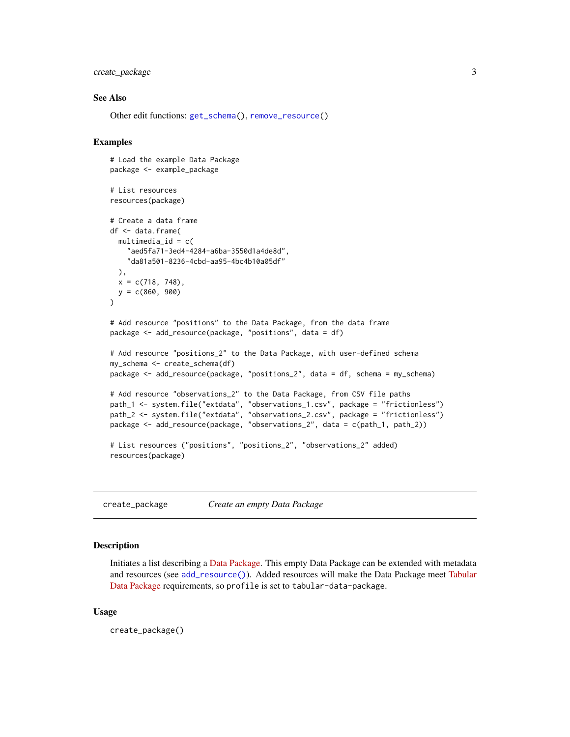## See Also

Other edit functions: `get_schema()`, `remove_resource()`

## Examples

```
# Load the example Data Package
package <- example_package

# List resources
resources(package)

# Create a data frame
df <- data.frame(
  multimedia_id = c(
    "aed5fa71-3ed4-4284-a6ba-3550d1a4de8d",
    "da81a501-8236-4cbd-aa95-4bc4b10a05df"
  ),
  x = c(718, 748),
  y = c(860, 900)
)

# Add resource "positions" to the Data Package, from the data frame
package <- add_resource(package, "positions", data = df)

# Add resource "positions_2" to the Data Package, with user-defined schema
my_schema <- create_schema(df)
package <- add_resource(package, "positions_2", data = df, schema = my_schema)

# Add resource "observations_2" to the Data Package, from CSV file paths
path_1 <- system.file("extdata", "observations_1.csv", package = "frictionless")
path_2 <- system.file("extdata", "observations_2.csv", package = "frictionless")
package <- add_resource(package, "observations_2", data = c(path_1, path_2))

# List resources ("positions", "positions_2", "observations_2" added)
resources(package)
```

---

# create_package — *Create an empty Data Package*

## Description

Initiates a list describing a Data Package. This empty Data Package can be extended with metadata and resources (see `add_resource()`). Added resources will make the Data Package meet Tabular Data Package requirements, so `profile` is set to `tabular-data-package`.

## Usage

```
create_package()
```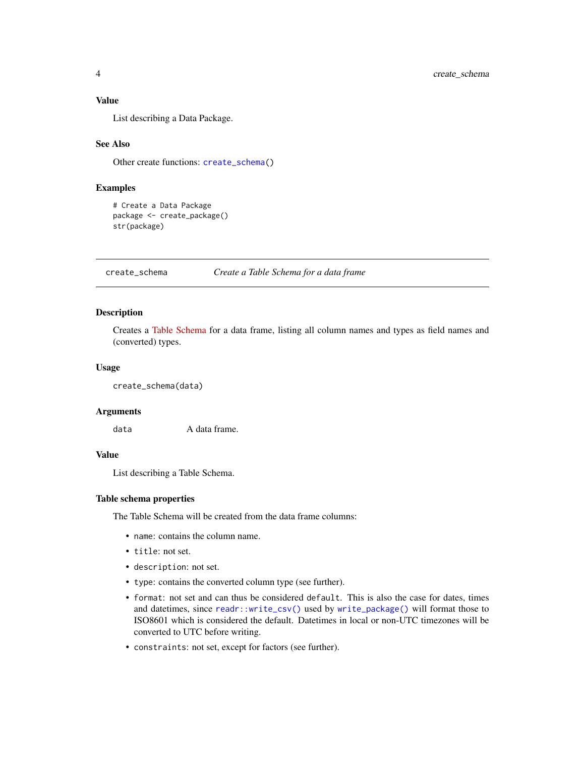### Value

List describing a Data Package.

### See Also

Other create functions: `create_schema()`

### Examples

```
# Create a Data Package
package <- create_package()
str(package)
```

---

## create_schema — *Create a Table Schema for a data frame*

---

### Description

Creates a Table Schema for a data frame, listing all column names and types as field names and (converted) types.

### Usage

```
create_schema(data)
```

### Arguments

| | |
|---|---|
| `data` | A data frame. |

### Value

List describing a Table Schema.

### Table schema properties

The Table Schema will be created from the data frame columns:

- `name`: contains the column name.
- `title`: not set.
- `description`: not set.
- `type`: contains the converted column type (see further).
- `format`: not set and can thus be considered `default`. This is also the case for dates, times and datetimes, since `readr::write_csv()` used by `write_package()` will format those to ISO8601 which is considered the default. Datetimes in local or non-UTC timezones will be converted to UTC before writing.
- `constraints`: not set, except for factors (see further).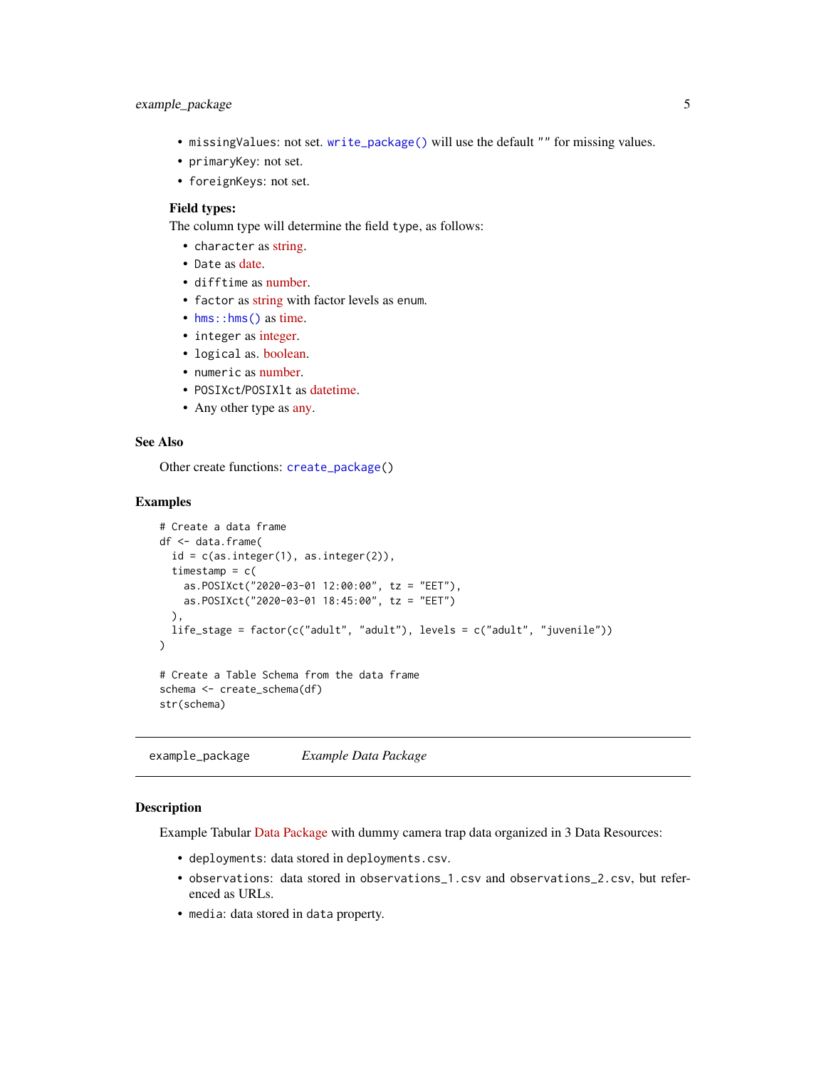- `missingValues`: not set. `write_package()` will use the default `""` for missing values.
- `primaryKey`: not set.
- `foreignKeys`: not set.

**Field types:**

The column type will determine the field `type`, as follows:

- `character` as string.
- `Date` as date.
- `difftime` as number.
- `factor` as string with factor levels as `enum`.
- `hms::hms()` as time.
- `integer` as integer.
- `logical` as. boolean.
- `numeric` as number.
- `POSIXct`/`POSIXlt` as datetime.
- Any other type as any.

## See Also

Other create functions: `create_package()`

## Examples

```
# Create a data frame
df <- data.frame(
  id = c(as.integer(1), as.integer(2)),
  timestamp = c(
    as.POSIXct("2020-03-01 12:00:00", tz = "EET"),
    as.POSIXct("2020-03-01 18:45:00", tz = "EET")
  ),
  life_stage = factor(c("adult", "adult"), levels = c("adult", "juvenile"))
)

# Create a Table Schema from the data frame
schema <- create_schema(df)
str(schema)
```

---

# example_package *Example Data Package*

## Description

Example Tabular Data Package with dummy camera trap data organized in 3 Data Resources:

- `deployments`: data stored in `deployments.csv`.
- `observations`: data stored in `observations_1.csv` and `observations_2.csv`, but referenced as URLs.
- `media`: data stored in `data` property.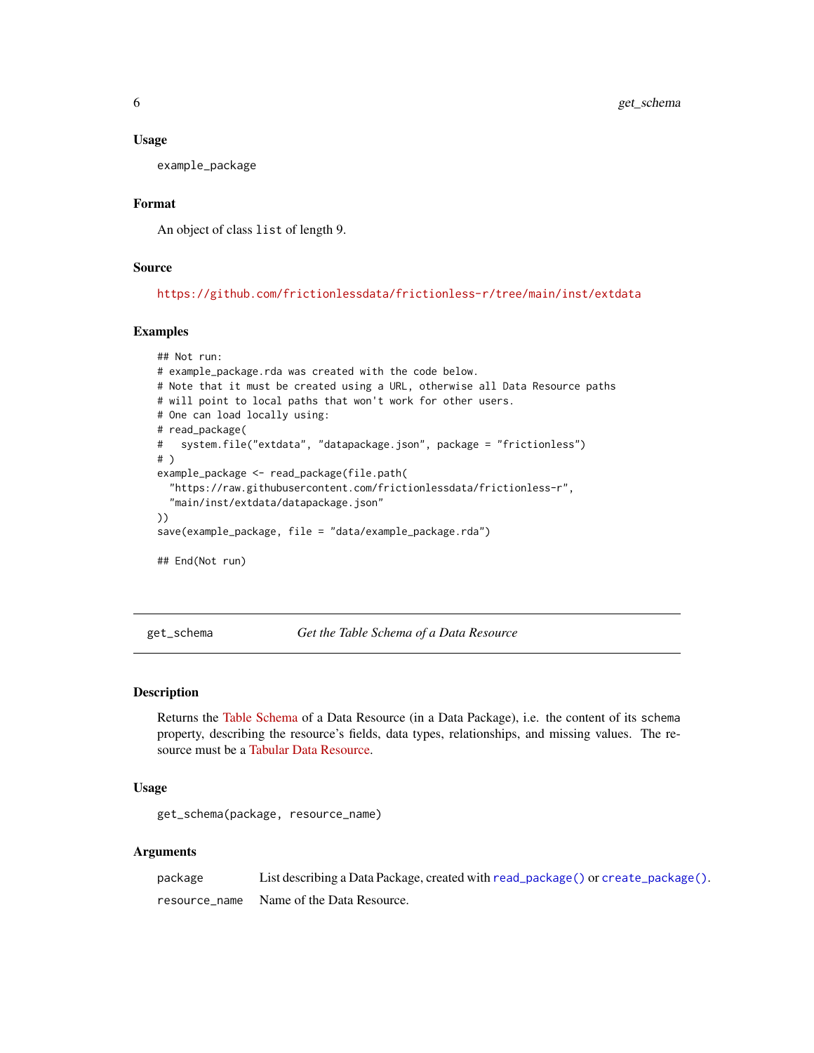### Usage

```
example_package
```

### Format

An object of class `list` of length 9.

### Source

https://github.com/frictionlessdata/frictionless-r/tree/main/inst/extdata

### Examples

```
## Not run:
# example_package.rda was created with the code below.
# Note that it must be created using a URL, otherwise all Data Resource paths
# will point to local paths that won't work for other users.
# One can load locally using:
# read_package(
#   system.file("extdata", "datapackage.json", package = "frictionless")
# )
example_package <- read_package(file.path(
  "https://raw.githubusercontent.com/frictionlessdata/frictionless-r",
  "main/inst/extdata/datapackage.json"
))
save(example_package, file = "data/example_package.rda")

## End(Not run)
```

## get_schema — *Get the Table Schema of a Data Resource*

### Description

Returns the Table Schema of a Data Resource (in a Data Package), i.e. the content of its `schema` property, describing the resource's fields, data types, relationships, and missing values. The resource must be a Tabular Data Resource.

### Usage

```
get_schema(package, resource_name)
```

### Arguments

| | |
|---|---|
| package | List describing a Data Package, created with `read_package()` or `create_package()`. |
| resource_name | Name of the Data Resource. |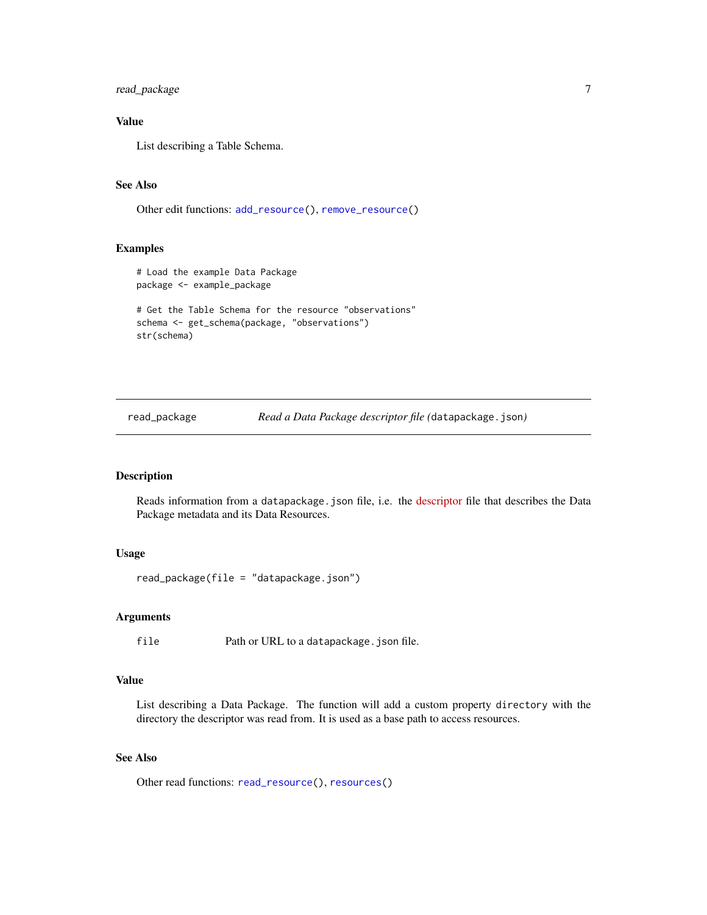### Value

List describing a Table Schema.

### See Also

Other edit functions: `add_resource()`, `remove_resource()`

### Examples

```
# Load the example Data Package
package <- example_package

# Get the Table Schema for the resource "observations"
schema <- get_schema(package, "observations")
str(schema)
```

---

## read_package — *Read a Data Package descriptor file (`datapackage.json`)*

---

### Description

Reads information from a `datapackage.json` file, i.e. the descriptor file that describes the Data Package metadata and its Data Resources.

### Usage

```
read_package(file = "datapackage.json")
```

### Arguments

| | |
|---|---|
| `file` | Path or URL to a `datapackage.json` file. |

### Value

List describing a Data Package. The function will add a custom property `directory` with the directory the descriptor was read from. It is used as a base path to access resources.

### See Also

Other read functions: `read_resource()`, `resources()`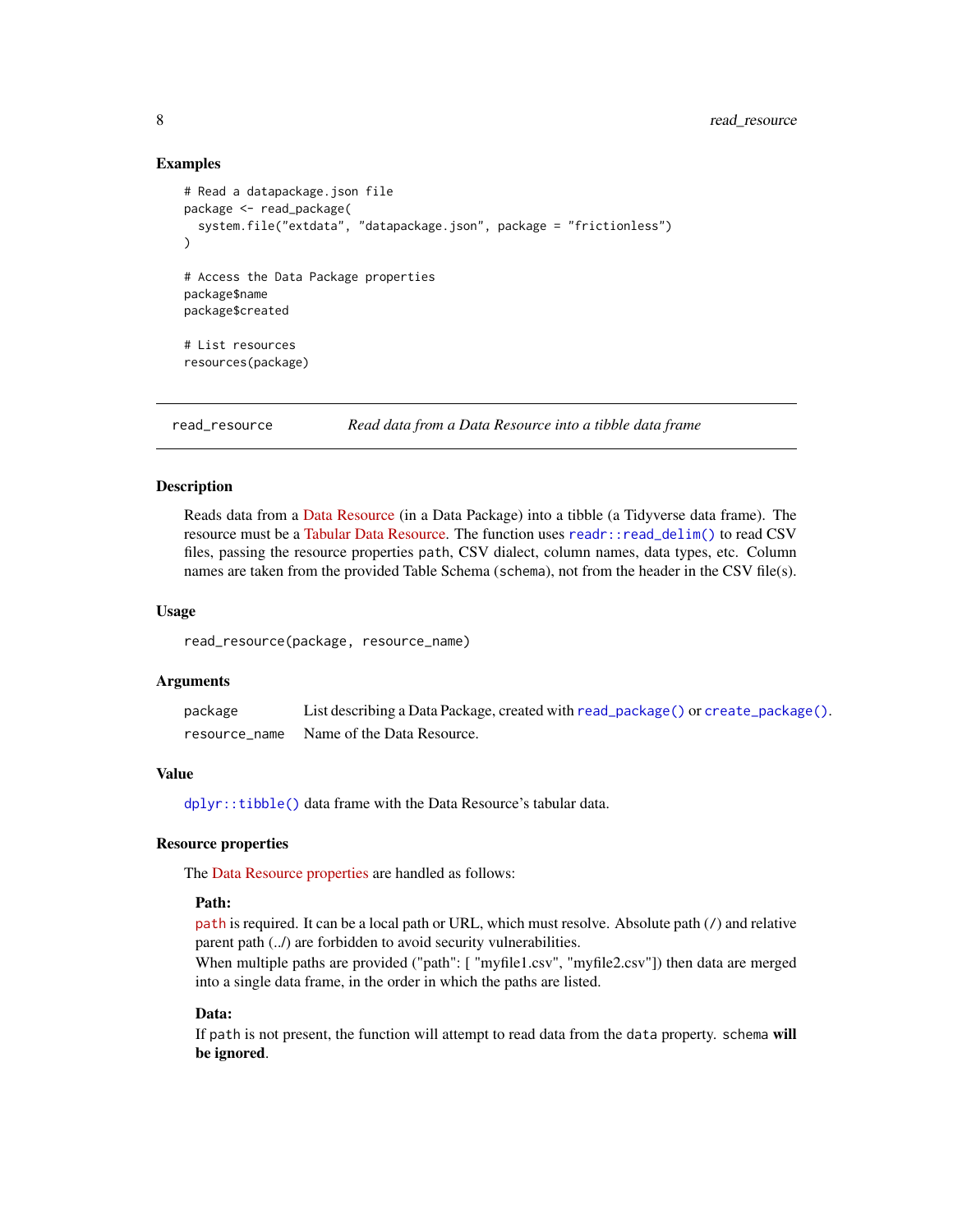## Examples

```
# Read a datapackage.json file
package <- read_package(
  system.file("extdata", "datapackage.json", package = "frictionless")
)

# Access the Data Package properties
package$name
package$created

# List resources
resources(package)
```

---

## read_resource — *Read data from a Data Resource into a tibble data frame*

---

### Description

Reads data from a Data Resource (in a Data Package) into a tibble (a Tidyverse data frame). The resource must be a Tabular Data Resource. The function uses `readr::read_delim()` to read CSV files, passing the resource properties `path`, CSV dialect, column names, data types, etc. Column names are taken from the provided Table Schema (`schema`), not from the header in the CSV file(s).

### Usage

```
read_resource(package, resource_name)
```

### Arguments

| | |
|---|---|
| `package` | List describing a Data Package, created with `read_package()` or `create_package()`. |
| `resource_name` | Name of the Data Resource. |

### Value

`dplyr::tibble()` data frame with the Data Resource's tabular data.

### Resource properties

The Data Resource properties are handled as follows:

#### Path:

`path` is required. It can be a local path or URL, which must resolve. Absolute path (`/`) and relative parent path (`../`) are forbidden to avoid security vulnerabilities.
When multiple paths are provided ("path": [ "myfile1.csv", "myfile2.csv"]) then data are merged into a single data frame, in the order in which the paths are listed.

#### Data:

If `path` is not present, the function will attempt to read data from the `data` property. `schema` **will be ignored**.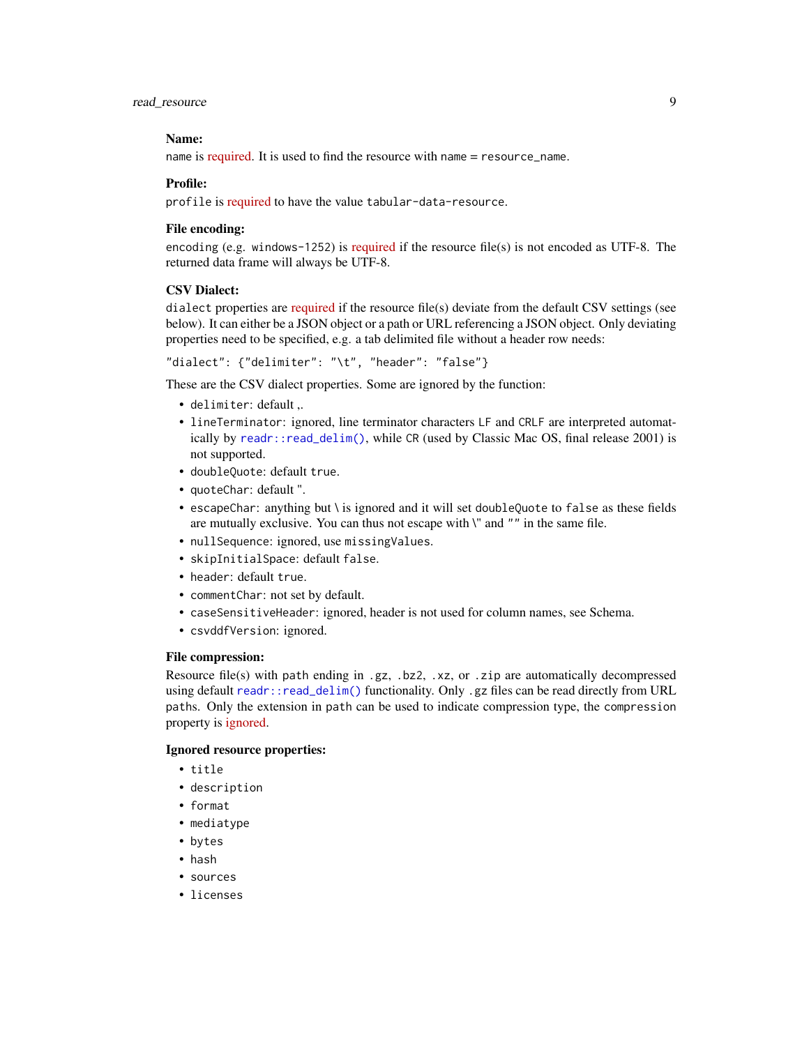**Name:**

`name` is required. It is used to find the resource with `name` = `resource_name`.

**Profile:**

`profile` is required to have the value `tabular-data-resource`.

**File encoding:**

`encoding` (e.g. `windows-1252`) is required if the resource file(s) is not encoded as UTF-8. The returned data frame will always be UTF-8.

**CSV Dialect:**

`dialect` properties are required if the resource file(s) deviate from the default CSV settings (see below). It can either be a JSON object or a path or URL referencing a JSON object. Only deviating properties need to be specified, e.g. a tab delimited file without a header row needs:

```
"dialect": {"delimiter": "\t", "header": "false"}
```

These are the CSV dialect properties. Some are ignored by the function:

- `delimiter`: default ,.
- `lineTerminator`: ignored, line terminator characters `LF` and `CRLF` are interpreted automatically by `readr::read_delim()`, while `CR` (used by Classic Mac OS, final release 2001) is not supported.
- `doubleQuote`: default `true`.
- `quoteChar`: default ".
- `escapeChar`: anything but \ is ignored and it will set `doubleQuote` to `false` as these fields are mutually exclusive. You can thus not escape with \" and `""` in the same file.
- `nullSequence`: ignored, use `missingValues`.
- `skipInitialSpace`: default `false`.
- `header`: default `true`.
- `commentChar`: not set by default.
- `caseSensitiveHeader`: ignored, header is not used for column names, see Schema.
- `csvddfVersion`: ignored.

**File compression:**

Resource file(s) with `path` ending in `.gz`, `.bz2`, `.xz`, or `.zip` are automatically decompressed using default `readr::read_delim()` functionality. Only `.gz` files can be read directly from URL `path`s. Only the extension in `path` can be used to indicate compression type, the `compression` property is ignored.

**Ignored resource properties:**

- `title`
- `description`
- `format`
- `mediatype`
- `bytes`
- `hash`
- `sources`
- `licenses`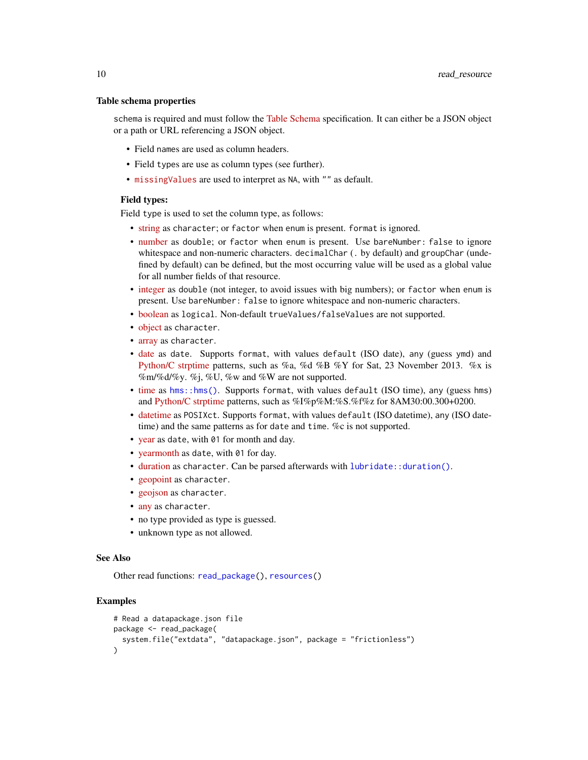### Table schema properties

`schema` is required and must follow the Table Schema specification. It can either be a JSON object or a path or URL referencing a JSON object.

- Field `name`s are used as column headers.
- Field `type`s are use as column types (see further).
- `missingValues` are used to interpret as `NA`, with `""` as default.

**Field types:**

Field `type` is used to set the column type, as follows:

- string as `character`; or `factor` when `enum` is present. `format` is ignored.
- number as `double`; or `factor` when `enum` is present. Use `bareNumber: false` to ignore whitespace and non-numeric characters. `decimalChar` (`.` by default) and `groupChar` (undefined by default) can be defined, but the most occurring value will be used as a global value for all number fields of that resource.
- integer as `double` (not integer, to avoid issues with big numbers); or `factor` when `enum` is present. Use `bareNumber: false` to ignore whitespace and non-numeric characters.
- boolean as `logical`. Non-default `trueValues/falseValues` are not supported.
- object as `character`.
- array as `character`.
- date as `date`. Supports `format`, with values `default` (ISO date), `any` (guess `ymd`) and Python/C strptime patterns, such as %a, %d %B %Y for Sat, 23 November 2013. %x is %m/%d/%y. %j, %U, %w and %W are not supported.
- time as `hms::hms()`. Supports `format`, with values `default` (ISO time), `any` (guess `hms`) and Python/C strptime patterns, such as %I%p%M:%S.%f%z for 8AM30:00.300+0200.
- datetime as `POSIXct`. Supports `format`, with values `default` (ISO datetime), `any` (ISO datetime) and the same patterns as for `date` and `time`. %c is not supported.
- year as `date`, with `01` for month and day.
- yearmonth as `date`, with `01` for day.
- duration as `character`. Can be parsed afterwards with `lubridate::duration()`.
- geopoint as `character`.
- geojson as `character`.
- any as `character`.
- no type provided as type is guessed.
- unknown type as not allowed.

## See Also

Other read functions: `read_package()`, `resources()`

## Examples

```
# Read a datapackage.json file
package <- read_package(
  system.file("extdata", "datapackage.json", package = "frictionless")
)
```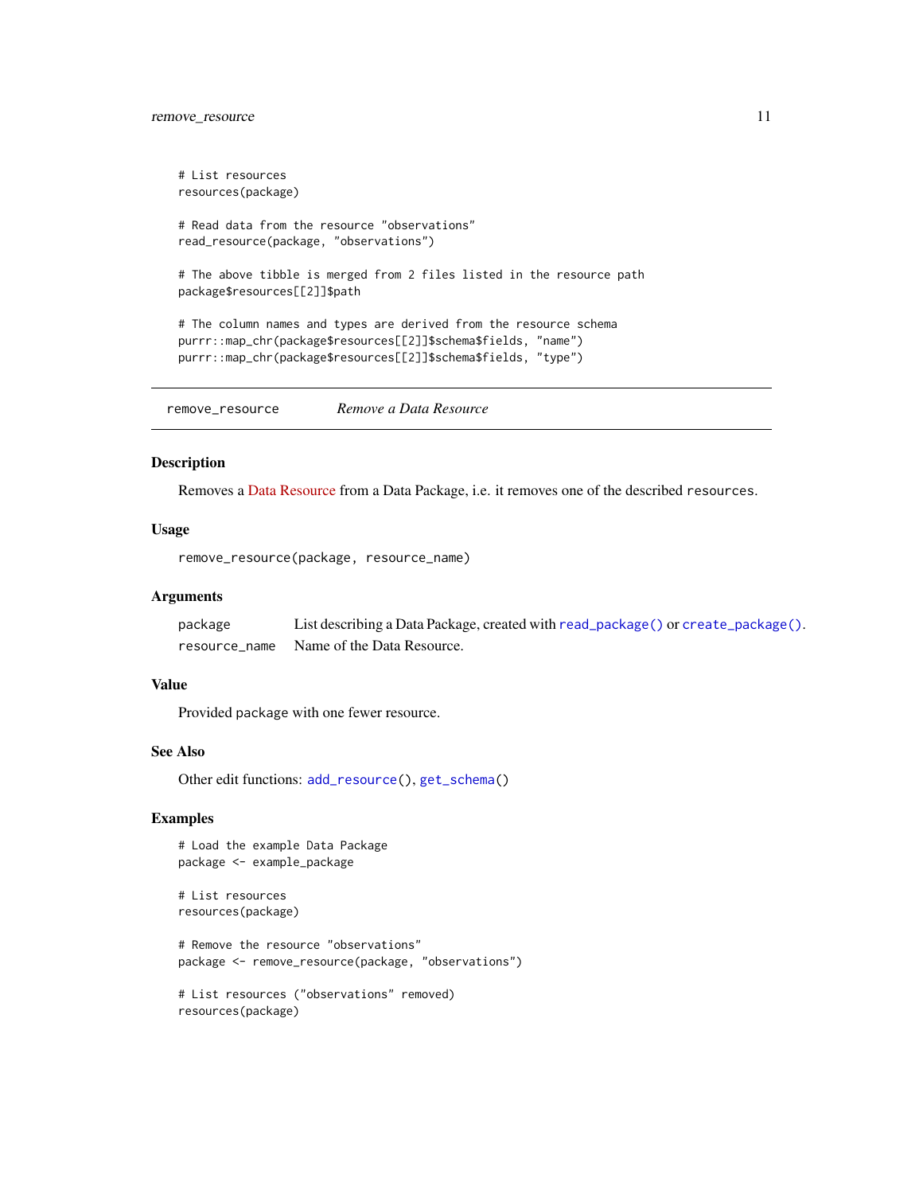```
# List resources
resources(package)

# Read data from the resource "observations"
read_resource(package, "observations")

# The above tibble is merged from 2 files listed in the resource path
package$resources[[2]]$path

# The column names and types are derived from the resource schema
purrr::map_chr(package$resources[[2]]$schema$fields, "name")
purrr::map_chr(package$resources[[2]]$schema$fields, "type")
```

## remove_resource — *Remove a Data Resource*

### Description

Removes a Data Resource from a Data Package, i.e. it removes one of the described `resources`.

### Usage

```
remove_resource(package, resource_name)
```

### Arguments

| | |
|---|---|
| `package` | List describing a Data Package, created with `read_package()` or `create_package()`. |
| `resource_name` | Name of the Data Resource. |

### Value

Provided package with one fewer resource.

### See Also

Other edit functions: `add_resource()`, `get_schema()`

### Examples

```
# Load the example Data Package
package <- example_package

# List resources
resources(package)

# Remove the resource "observations"
package <- remove_resource(package, "observations")

# List resources ("observations" removed)
resources(package)
```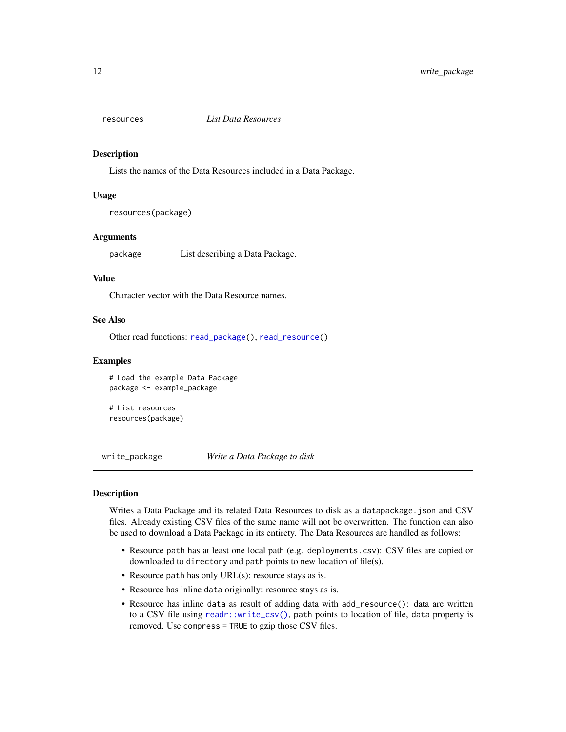## resources — *List Data Resources*

### Description

Lists the names of the Data Resources included in a Data Package.

### Usage

```
resources(package)
```

### Arguments

| | |
|---|---|
| `package` | List describing a Data Package. |

### Value

Character vector with the Data Resource names.

### See Also

Other read functions: `read_package()`, `read_resource()`

### Examples

```
# Load the example Data Package
package <- example_package

# List resources
resources(package)
```

## write_package — *Write a Data Package to disk*

### Description

Writes a Data Package and its related Data Resources to disk as a `datapackage.json` and CSV files. Already existing CSV files of the same name will not be overwritten. The function can also be used to download a Data Package in its entirety. The Data Resources are handled as follows:

- Resource `path` has at least one local path (e.g. `deployments.csv`): CSV files are copied or downloaded to `directory` and `path` points to new location of file(s).
- Resource `path` has only URL(s): resource stays as is.
- Resource has inline `data` originally: resource stays as is.
- Resource has inline `data` as result of adding data with `add_resource()`: data are written to a CSV file using `readr::write_csv()`, `path` points to location of file, `data` property is removed. Use `compress = TRUE` to gzip those CSV files.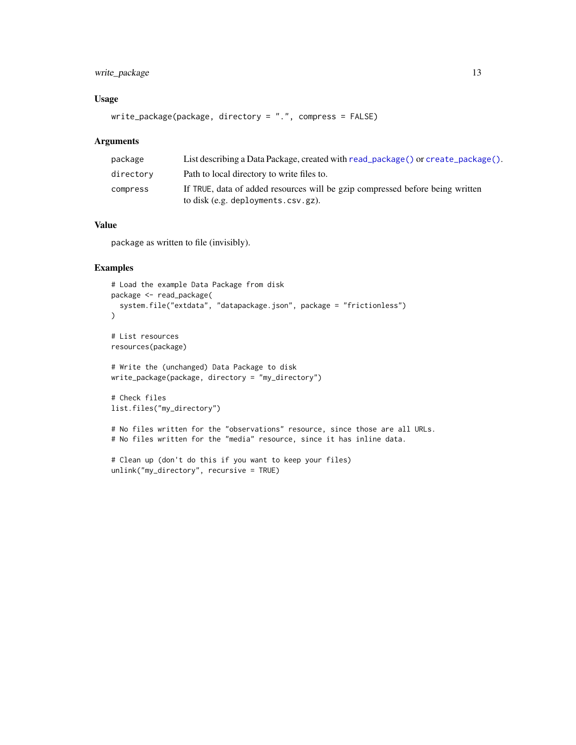### Usage

```
write_package(package, directory = ".", compress = FALSE)
```

### Arguments

| | |
|---|---|
| `package` | List describing a Data Package, created with `read_package()` or `create_package()`. |
| `directory` | Path to local directory to write files to. |
| `compress` | If `TRUE`, data of added resources will be gzip compressed before being written to disk (e.g. `deployments.csv.gz`). |

### Value

`package` as written to file (invisibly).

### Examples

```
# Load the example Data Package from disk
package <- read_package(
  system.file("extdata", "datapackage.json", package = "frictionless")
)

# List resources
resources(package)

# Write the (unchanged) Data Package to disk
write_package(package, directory = "my_directory")

# Check files
list.files("my_directory")

# No files written for the "observations" resource, since those are all URLs.
# No files written for the "media" resource, since it has inline data.

# Clean up (don't do this if you want to keep your files)
unlink("my_directory", recursive = TRUE)
```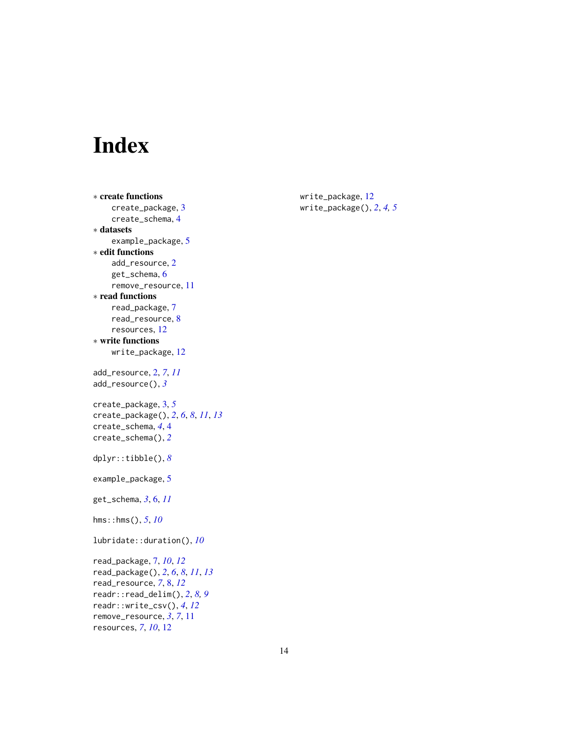# Index

* **create functions**
  - create_package, 3
  - create_schema, 4
* **datasets**
  - example_package, 5
* **edit functions**
  - add_resource, 2
  - get_schema, 6
  - remove_resource, 11
* **read functions**
  - read_package, 7
  - read_resource, 8
  - resources, 12
* **write functions**
  - write_package, 12

add_resource, 2, *7*, *11*
add_resource(), *3*

create_package, 3, *5*
create_package(), *2*, *6*, *8*, *11*, *13*
create_schema, *4*, 4
create_schema(), *2*

dplyr::tibble(), *8*

example_package, 5

get_schema, *3*, 6, *11*

hms::hms(), *5*, *10*

lubridate::duration(), *10*

read_package, 7, *10*, *12*
read_package(), *2*, *6*, *8*, *11*, *13*
read_resource, *7*, 8, *12*
readr::read_delim(), *2*, *8, 9*
readr::write_csv(), *4*, *12*
remove_resource, *3*, *7*, 11
resources, *7*, *10*, 12

write_package, 12
write_package(), *2*, *4, 5*